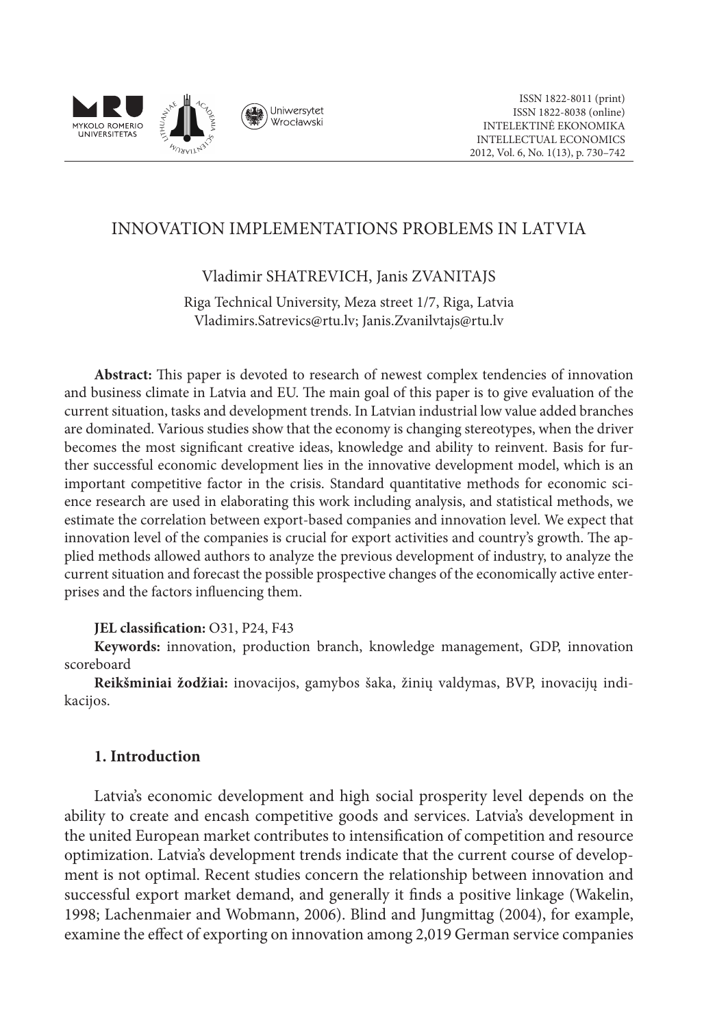# INNOVATION IMPLEMENTATIONS PROBLEMS IN LATVIA

Vladimir SHATREVICH, Janis ZVANITAJS

Riga Technical University, Meza street 1/7, Riga, Latvia
Vladimirs.Satrevics@rtu.lv; Janis.Zvanilvtajs@rtu.lv

**Abstract:** This paper is devoted to research of newest complex tendencies of innovation and business climate in Latvia and EU. The main goal of this paper is to give evaluation of the current situation, tasks and development trends. In Latvian industrial low value added branches are dominated. Various studies show that the economy is changing stereotypes, when the driver becomes the most significant creative ideas, knowledge and ability to reinvent. Basis for further successful economic development lies in the innovative development model, which is an important competitive factor in the crisis. Standard quantitative methods for economic science research are used in elaborating this work including analysis, and statistical methods, we estimate the correlation between export-based companies and innovation level. We expect that innovation level of the companies is crucial for export activities and country's growth. The applied methods allowed authors to analyze the previous development of industry, to analyze the current situation and forecast the possible prospective changes of the economically active enterprises and the factors influencing them.

**JEL classification:** O31, P24, F43

**Keywords:** innovation, production branch, knowledge management, GDP, innovation scoreboard

**Reikšminiai žodžiai:** inovacijos, gamybos šaka, žinių valdymas, BVP, inovacijų indikacijos.

## 1. Introduction

Latvia's economic development and high social prosperity level depends on the ability to create and encash competitive goods and services. Latvia's development in the united European market contributes to intensification of competition and resource optimization. Latvia's development trends indicate that the current course of development is not optimal. Recent studies concern the relationship between innovation and successful export market demand, and generally it finds a positive linkage (Wakelin, 1998; Lachenmaier and Wobmann, 2006). Blind and Jungmittag (2004), for example, examine the effect of exporting on innovation among 2,019 German service companies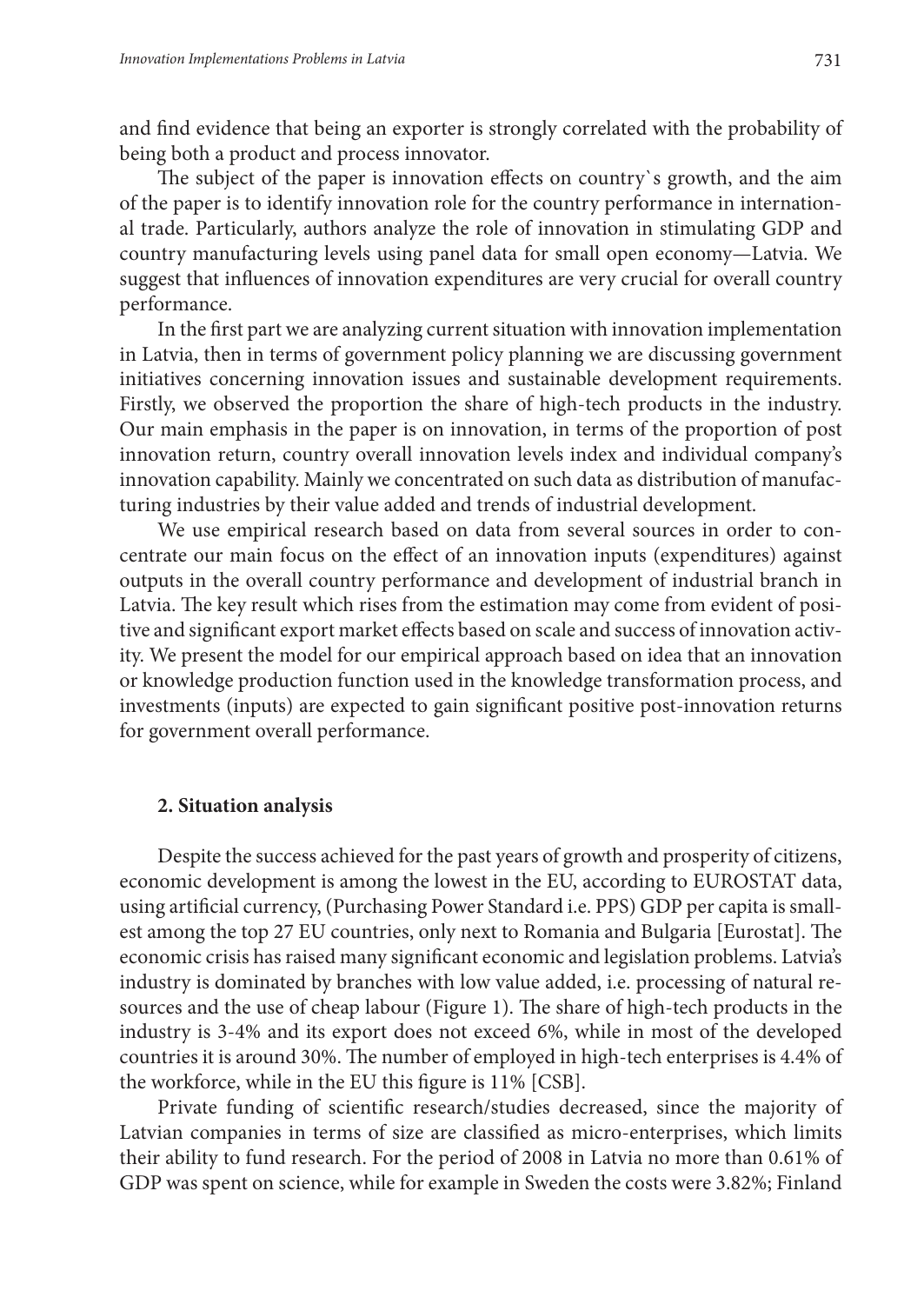and find evidence that being an exporter is strongly correlated with the probability of being both a product and process innovator.

The subject of the paper is innovation effects on country`s growth, and the aim of the paper is to identify innovation role for the country performance in international trade. Particularly, authors analyze the role of innovation in stimulating GDP and country manufacturing levels using panel data for small open economy—Latvia. We suggest that influences of innovation expenditures are very crucial for overall country performance.

In the first part we are analyzing current situation with innovation implementation in Latvia, then in terms of government policy planning we are discussing government initiatives concerning innovation issues and sustainable development requirements. Firstly, we observed the proportion the share of high-tech products in the industry. Our main emphasis in the paper is on innovation, in terms of the proportion of post innovation return, country overall innovation levels index and individual company's innovation capability. Mainly we concentrated on such data as distribution of manufacturing industries by their value added and trends of industrial development.

We use empirical research based on data from several sources in order to concentrate our main focus on the effect of an innovation inputs (expenditures) against outputs in the overall country performance and development of industrial branch in Latvia. The key result which rises from the estimation may come from evident of positive and significant export market effects based on scale and success of innovation activity. We present the model for our empirical approach based on idea that an innovation or knowledge production function used in the knowledge transformation process, and investments (inputs) are expected to gain significant positive post-innovation returns for government overall performance.

## 2. Situation analysis

Despite the success achieved for the past years of growth and prosperity of citizens, economic development is among the lowest in the EU, according to EUROSTAT data, using artificial currency, (Purchasing Power Standard i.e. PPS) GDP per capita is smallest among the top 27 EU countries, only next to Romania and Bulgaria [Eurostat]. The economic crisis has raised many significant economic and legislation problems. Latvia's industry is dominated by branches with low value added, i.e. processing of natural resources and the use of cheap labour (Figure 1). The share of high-tech products in the industry is 3-4% and its export does not exceed 6%, while in most of the developed countries it is around 30%. The number of employed in high-tech enterprises is 4.4% of the workforce, while in the EU this figure is 11% [CSB].

Private funding of scientific research/studies decreased, since the majority of Latvian companies in terms of size are classified as micro-enterprises, which limits their ability to fund research. For the period of 2008 in Latvia no more than 0.61% of GDP was spent on science, while for example in Sweden the costs were 3.82%; Finland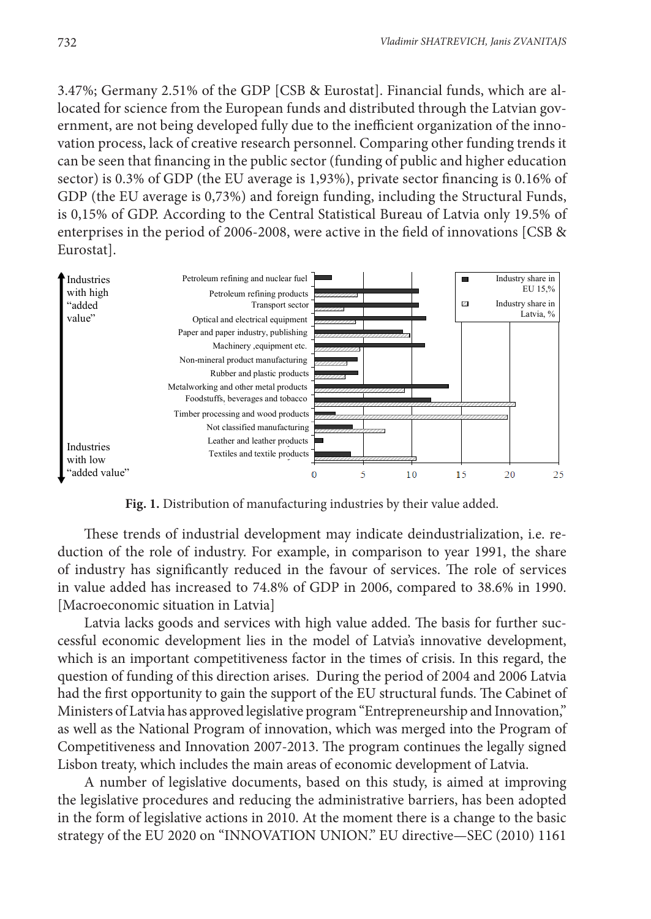3.47%; Germany 2.51% of the GDP [CSB & Eurostat]. Financial funds, which are allocated for science from the European funds and distributed through the Latvian government, are not being developed fully due to the inefficient organization of the innovation process, lack of creative research personnel. Comparing other funding trends it can be seen that financing in the public sector (funding of public and higher education sector) is 0.3% of GDP (the EU average is 1,93%), private sector financing is 0.16% of GDP (the EU average is 0,73%) and foreign funding, including the Structural Funds, is 0,15% of GDP. According to the Central Statistical Bureau of Latvia only 19.5% of enterprises in the period of 2006-2008, were active in the field of innovations [CSB & Eurostat].

**Fig. 1.** Distribution of manufacturing industries by their value added.

These trends of industrial development may indicate deindustrialization, i.e. reduction of the role of industry. For example, in comparison to year 1991, the share of industry has significantly reduced in the favour of services. The role of services in value added has increased to 74.8% of GDP in 2006, compared to 38.6% in 1990. [Macroeconomic situation in Latvia]

Latvia lacks goods and services with high value added. The basis for further successful economic development lies in the model of Latvia's innovative development, which is an important competitiveness factor in the times of crisis. In this regard, the question of funding of this direction arises. During the period of 2004 and 2006 Latvia had the first opportunity to gain the support of the EU structural funds. The Cabinet of Ministers of Latvia has approved legislative program "Entrepreneurship and Innovation," as well as the National Program of innovation, which was merged into the Program of Competitiveness and Innovation 2007-2013. The program continues the legally signed Lisbon treaty, which includes the main areas of economic development of Latvia.

A number of legislative documents, based on this study, is aimed at improving the legislative procedures and reducing the administrative barriers, has been adopted in the form of legislative actions in 2010. At the moment there is a change to the basic strategy of the EU 2020 on "INNOVATION UNION." EU directive—SEC (2010) 1161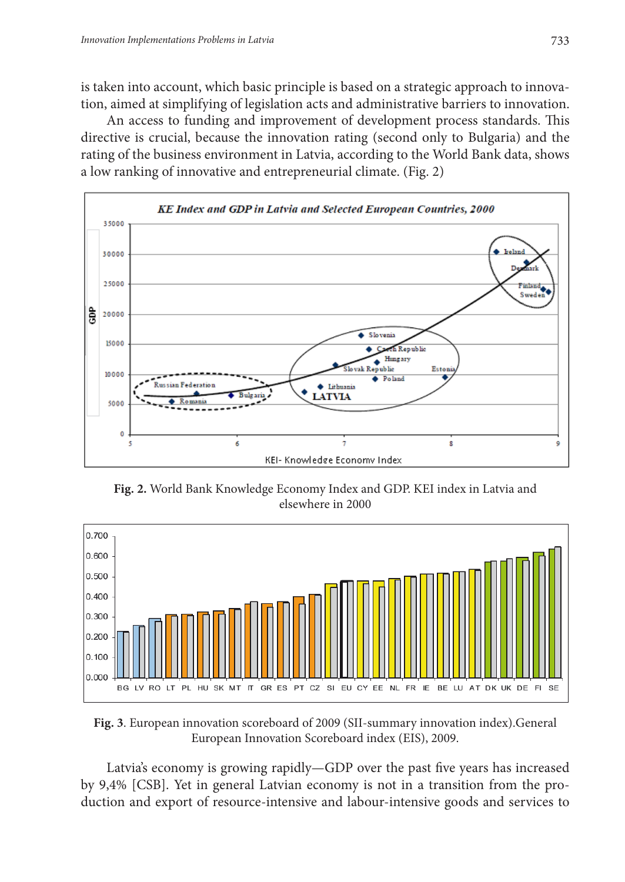is taken into account, which basic principle is based on a strategic approach to innovation, aimed at simplifying of legislation acts and administrative barriers to innovation.

An access to funding and improvement of development process standards. This directive is crucial, because the innovation rating (second only to Bulgaria) and the rating of the business environment in Latvia, according to the World Bank data, shows a low ranking of innovative and entrepreneurial climate. (Fig. 2)

**Fig. 2.** World Bank Knowledge Economy Index and GDP. KEI index in Latvia and elsewhere in 2000

**Fig. 3**. European innovation scoreboard of 2009 (SII-summary innovation index).General European Innovation Scoreboard index (EIS), 2009.

Latvia's economy is growing rapidly—GDP over the past five years has increased by 9,4% [CSB]. Yet in general Latvian economy is not in a transition from the production and export of resource-intensive and labour-intensive goods and services to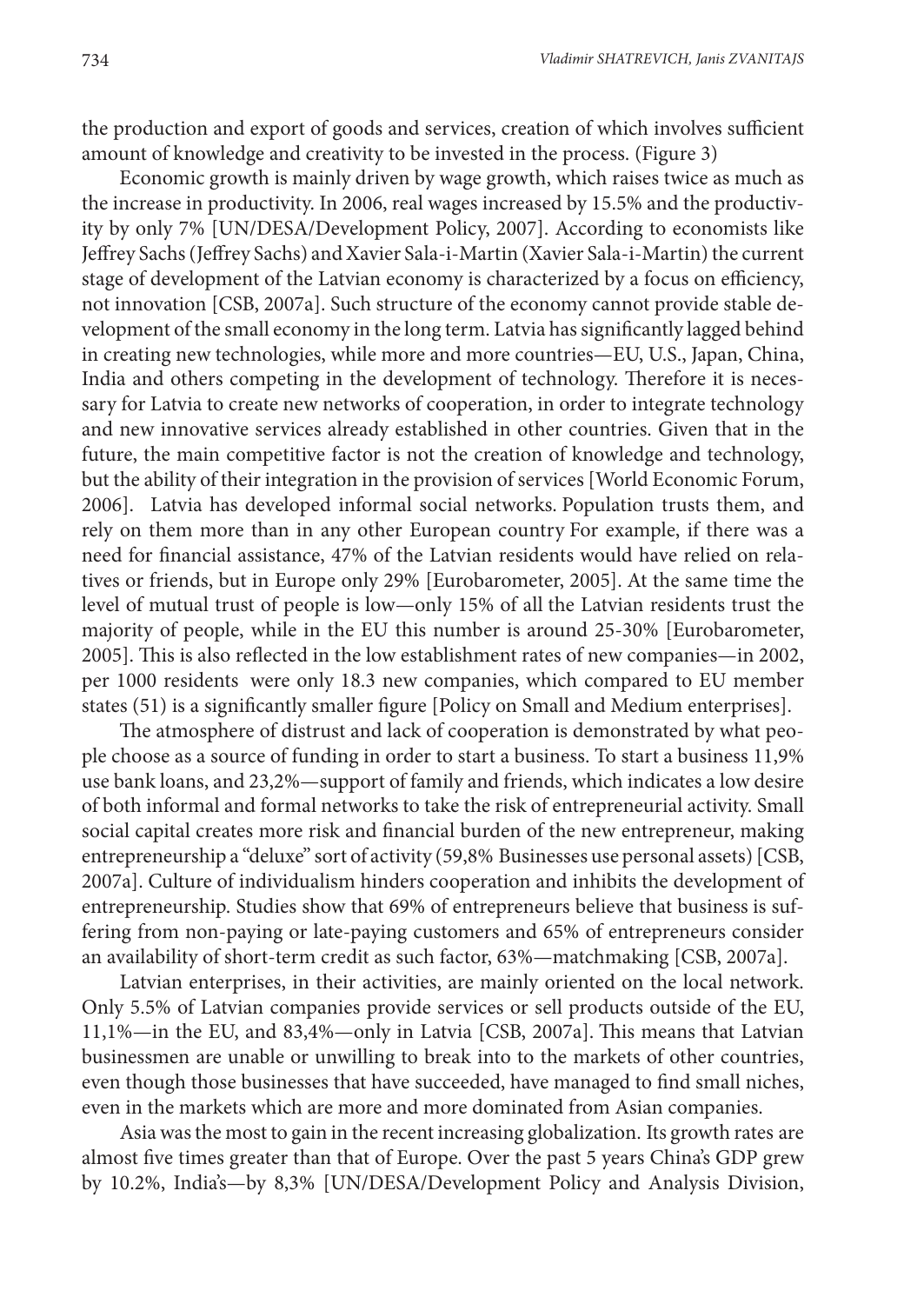the production and export of goods and services, creation of which involves sufficient amount of knowledge and creativity to be invested in the process. (Figure 3)

Economic growth is mainly driven by wage growth, which raises twice as much as the increase in productivity. In 2006, real wages increased by 15.5% and the productivity by only 7% [UN/DESA/Development Policy, 2007]. According to economists like Jeffrey Sachs (Jeffrey Sachs) and Xavier Sala-i-Martin (Xavier Sala-i-Martin) the current stage of development of the Latvian economy is characterized by a focus on efficiency, not innovation [CSB, 2007a]. Such structure of the economy cannot provide stable development of the small economy in the long term. Latvia has significantly lagged behind in creating new technologies, while more and more countries—EU, U.S., Japan, China, India and others competing in the development of technology. Therefore it is necessary for Latvia to create new networks of cooperation, in order to integrate technology and new innovative services already established in other countries. Given that in the future, the main competitive factor is not the creation of knowledge and technology, but the ability of their integration in the provision of services [World Economic Forum, 2006]. Latvia has developed informal social networks. Population trusts them, and rely on them more than in any other European country For example, if there was a need for financial assistance, 47% of the Latvian residents would have relied on relatives or friends, but in Europe only 29% [Eurobarometer, 2005]. At the same time the level of mutual trust of people is low—only 15% of all the Latvian residents trust the majority of people, while in the EU this number is around 25-30% [Eurobarometer, 2005]. This is also reflected in the low establishment rates of new companies—in 2002, per 1000 residents were only 18.3 new companies, which compared to EU member states (51) is a significantly smaller figure [Policy on Small and Medium enterprises].

The atmosphere of distrust and lack of cooperation is demonstrated by what people choose as a source of funding in order to start a business. To start a business 11,9% use bank loans, and 23,2%—support of family and friends, which indicates a low desire of both informal and formal networks to take the risk of entrepreneurial activity. Small social capital creates more risk and financial burden of the new entrepreneur, making entrepreneurship a "deluxe" sort of activity (59,8% Businesses use personal assets) [CSB, 2007a]. Culture of individualism hinders cooperation and inhibits the development of entrepreneurship. Studies show that 69% of entrepreneurs believe that business is suffering from non-paying or late-paying customers and 65% of entrepreneurs consider an availability of short-term credit as such factor, 63%—matchmaking [CSB, 2007a].

Latvian enterprises, in their activities, are mainly oriented on the local network. Only 5.5% of Latvian companies provide services or sell products outside of the EU, 11,1%—in the EU, and 83,4%—only in Latvia [CSB, 2007a]. This means that Latvian businessmen are unable or unwilling to break into to the markets of other countries, even though those businesses that have succeeded, have managed to find small niches, even in the markets which are more and more dominated from Asian companies.

Asia was the most to gain in the recent increasing globalization. Its growth rates are almost five times greater than that of Europe. Over the past 5 years China's GDP grew by 10.2%, India's—by 8,3% [UN/DESA/Development Policy and Analysis Division,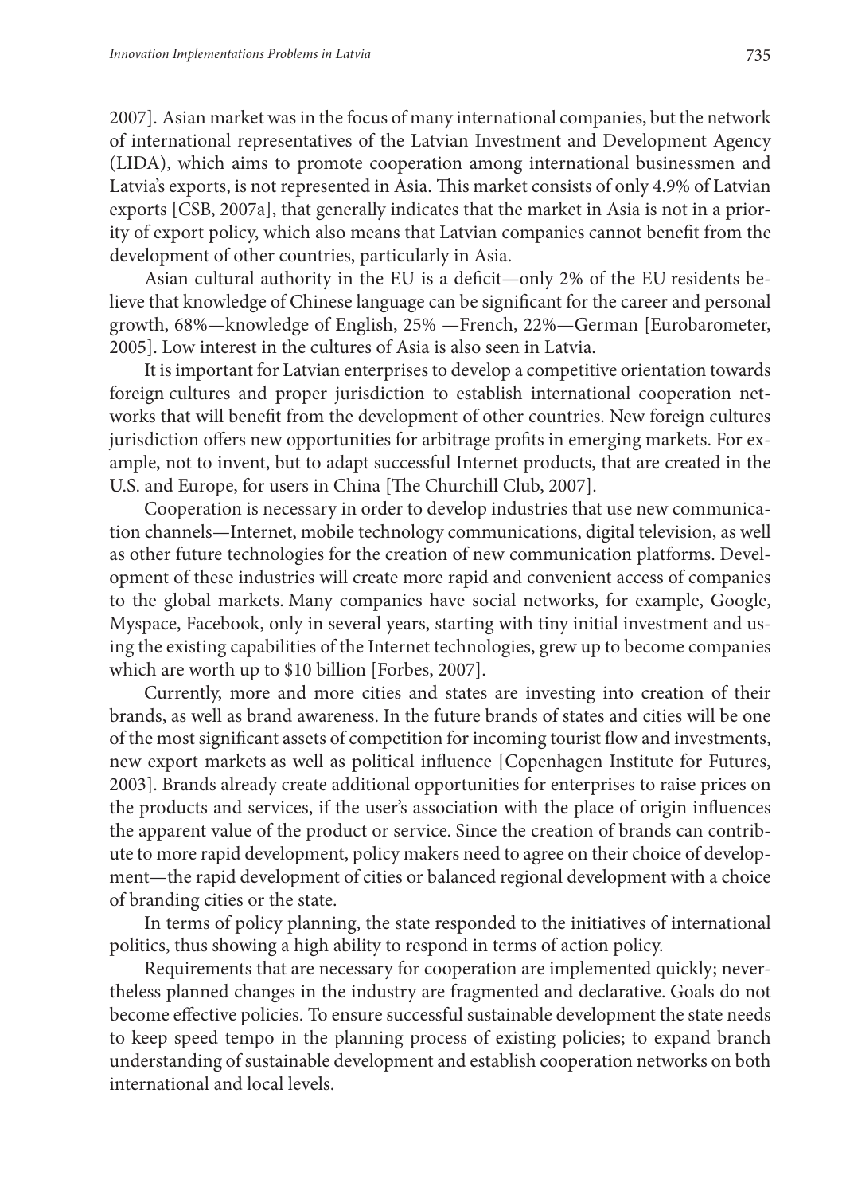2007]. Asian market was in the focus of many international companies, but the network of international representatives of the Latvian Investment and Development Agency (LIDA), which aims to promote cooperation among international businessmen and Latvia's exports, is not represented in Asia. This market consists of only 4.9% of Latvian exports [CSB, 2007a], that generally indicates that the market in Asia is not in a priority of export policy, which also means that Latvian companies cannot benefit from the development of other countries, particularly in Asia.

Asian cultural authority in the EU is a deficit—only 2% of the EU residents believe that knowledge of Chinese language can be significant for the career and personal growth, 68%—knowledge of English, 25% —French, 22%—German [Eurobarometer, 2005]. Low interest in the cultures of Asia is also seen in Latvia.

It is important for Latvian enterprises to develop a competitive orientation towards foreign cultures and proper jurisdiction to establish international cooperation networks that will benefit from the development of other countries. New foreign cultures jurisdiction offers new opportunities for arbitrage profits in emerging markets. For example, not to invent, but to adapt successful Internet products, that are created in the U.S. and Europe, for users in China [The Churchill Club, 2007].

Cooperation is necessary in order to develop industries that use new communication channels—Internet, mobile technology communications, digital television, as well as other future technologies for the creation of new communication platforms. Development of these industries will create more rapid and convenient access of companies to the global markets. Many companies have social networks, for example, Google, Myspace, Facebook, only in several years, starting with tiny initial investment and using the existing capabilities of the Internet technologies, grew up to become companies which are worth up to \$10 billion [Forbes, 2007].

Currently, more and more cities and states are investing into creation of their brands, as well as brand awareness. In the future brands of states and cities will be one of the most significant assets of competition for incoming tourist flow and investments, new export markets as well as political influence [Copenhagen Institute for Futures, 2003]. Brands already create additional opportunities for enterprises to raise prices on the products and services, if the user's association with the place of origin influences the apparent value of the product or service. Since the creation of brands can contribute to more rapid development, policy makers need to agree on their choice of development—the rapid development of cities or balanced regional development with a choice of branding cities or the state.

In terms of policy planning, the state responded to the initiatives of international politics, thus showing a high ability to respond in terms of action policy.

Requirements that are necessary for cooperation are implemented quickly; nevertheless planned changes in the industry are fragmented and declarative. Goals do not become effective policies. To ensure successful sustainable development the state needs to keep speed tempo in the planning process of existing policies; to expand branch understanding of sustainable development and establish cooperation networks on both international and local levels.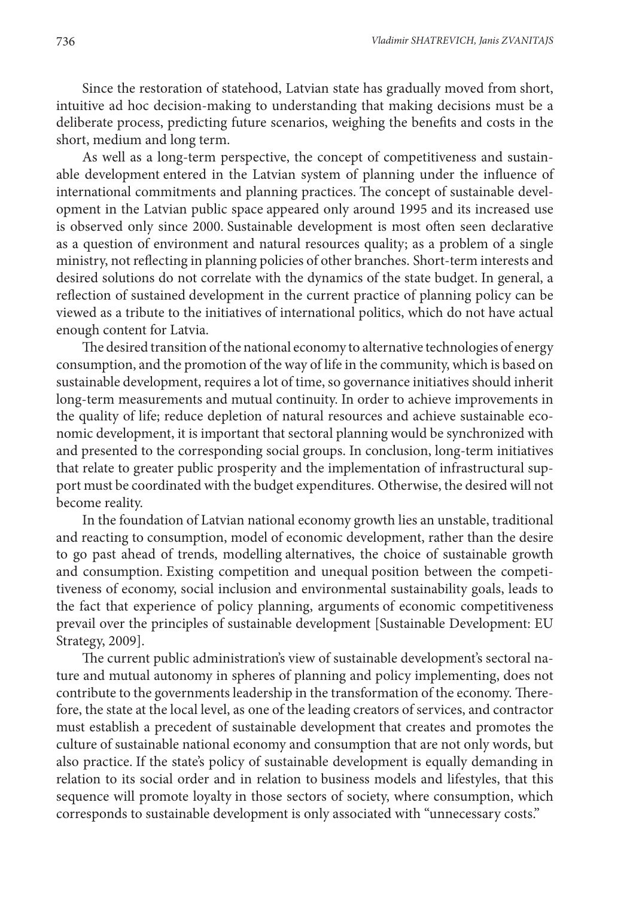Since the restoration of statehood, Latvian state has gradually moved from short, intuitive ad hoc decision-making to understanding that making decisions must be a deliberate process, predicting future scenarios, weighing the benefits and costs in the short, medium and long term.

As well as a long-term perspective, the concept of competitiveness and sustainable development entered in the Latvian system of planning under the influence of international commitments and planning practices. The concept of sustainable development in the Latvian public space appeared only around 1995 and its increased use is observed only since 2000. Sustainable development is most often seen declarative as a question of environment and natural resources quality; as a problem of a single ministry, not reflecting in planning policies of other branches. Short-term interests and desired solutions do not correlate with the dynamics of the state budget. In general, a reflection of sustained development in the current practice of planning policy can be viewed as a tribute to the initiatives of international politics, which do not have actual enough content for Latvia.

The desired transition of the national economy to alternative technologies of energy consumption, and the promotion of the way of life in the community, which is based on sustainable development, requires a lot of time, so governance initiatives should inherit long-term measurements and mutual continuity. In order to achieve improvements in the quality of life; reduce depletion of natural resources and achieve sustainable economic development, it is important that sectoral planning would be synchronized with and presented to the corresponding social groups. In conclusion, long-term initiatives that relate to greater public prosperity and the implementation of infrastructural support must be coordinated with the budget expenditures. Otherwise, the desired will not become reality.

In the foundation of Latvian national economy growth lies an unstable, traditional and reacting to consumption, model of economic development, rather than the desire to go past ahead of trends, modelling alternatives, the choice of sustainable growth and consumption. Existing competition and unequal position between the competitiveness of economy, social inclusion and environmental sustainability goals, leads to the fact that experience of policy planning, arguments of economic competitiveness prevail over the principles of sustainable development [Sustainable Development: EU Strategy, 2009].

The current public administration's view of sustainable development's sectoral nature and mutual autonomy in spheres of planning and policy implementing, does not contribute to the governments leadership in the transformation of the economy. Therefore, the state at the local level, as one of the leading creators of services, and contractor must establish a precedent of sustainable development that creates and promotes the culture of sustainable national economy and consumption that are not only words, but also practice. If the state's policy of sustainable development is equally demanding in relation to its social order and in relation to business models and lifestyles, that this sequence will promote loyalty in those sectors of society, where consumption, which corresponds to sustainable development is only associated with "unnecessary costs."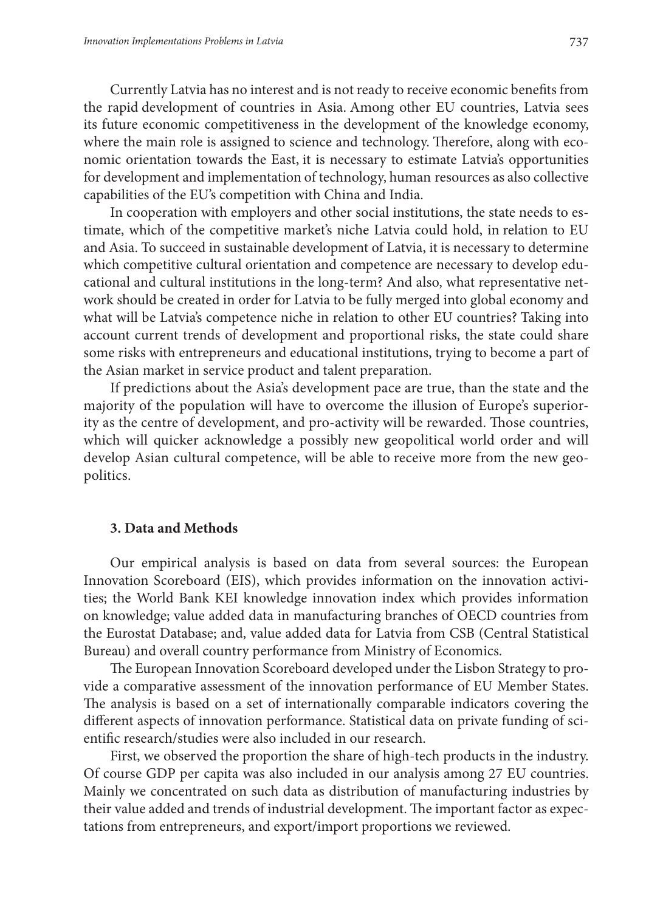Currently Latvia has no interest and is not ready to receive economic benefits from the rapid development of countries in Asia. Among other EU countries, Latvia sees its future economic competitiveness in the development of the knowledge economy, where the main role is assigned to science and technology. Therefore, along with economic orientation towards the East, it is necessary to estimate Latvia's opportunities for development and implementation of technology, human resources as also collective capabilities of the EU's competition with China and India.

In cooperation with employers and other social institutions, the state needs to estimate, which of the competitive market's niche Latvia could hold, in relation to EU and Asia. To succeed in sustainable development of Latvia, it is necessary to determine which competitive cultural orientation and competence are necessary to develop educational and cultural institutions in the long-term? And also, what representative network should be created in order for Latvia to be fully merged into global economy and what will be Latvia's competence niche in relation to other EU countries? Taking into account current trends of development and proportional risks, the state could share some risks with entrepreneurs and educational institutions, trying to become a part of the Asian market in service product and talent preparation.

If predictions about the Asia's development pace are true, than the state and the majority of the population will have to overcome the illusion of Europe's superiority as the centre of development, and pro-activity will be rewarded. Those countries, which will quicker acknowledge a possibly new geopolitical world order and will develop Asian cultural competence, will be able to receive more from the new geopolitics.

### 3. Data and Methods

Our empirical analysis is based on data from several sources: the European Innovation Scoreboard (EIS), which provides information on the innovation activities; the World Bank KEI knowledge innovation index which provides information on knowledge; value added data in manufacturing branches of OECD countries from the Eurostat Database; and, value added data for Latvia from CSB (Central Statistical Bureau) and overall country performance from Ministry of Economics.

The European Innovation Scoreboard developed under the Lisbon Strategy to provide a comparative assessment of the innovation performance of EU Member States. The analysis is based on a set of internationally comparable indicators covering the different aspects of innovation performance. Statistical data on private funding of scientific research/studies were also included in our research.

First, we observed the proportion the share of high-tech products in the industry. Of course GDP per capita was also included in our analysis among 27 EU countries. Mainly we concentrated on such data as distribution of manufacturing industries by their value added and trends of industrial development. The important factor as expectations from entrepreneurs, and export/import proportions we reviewed.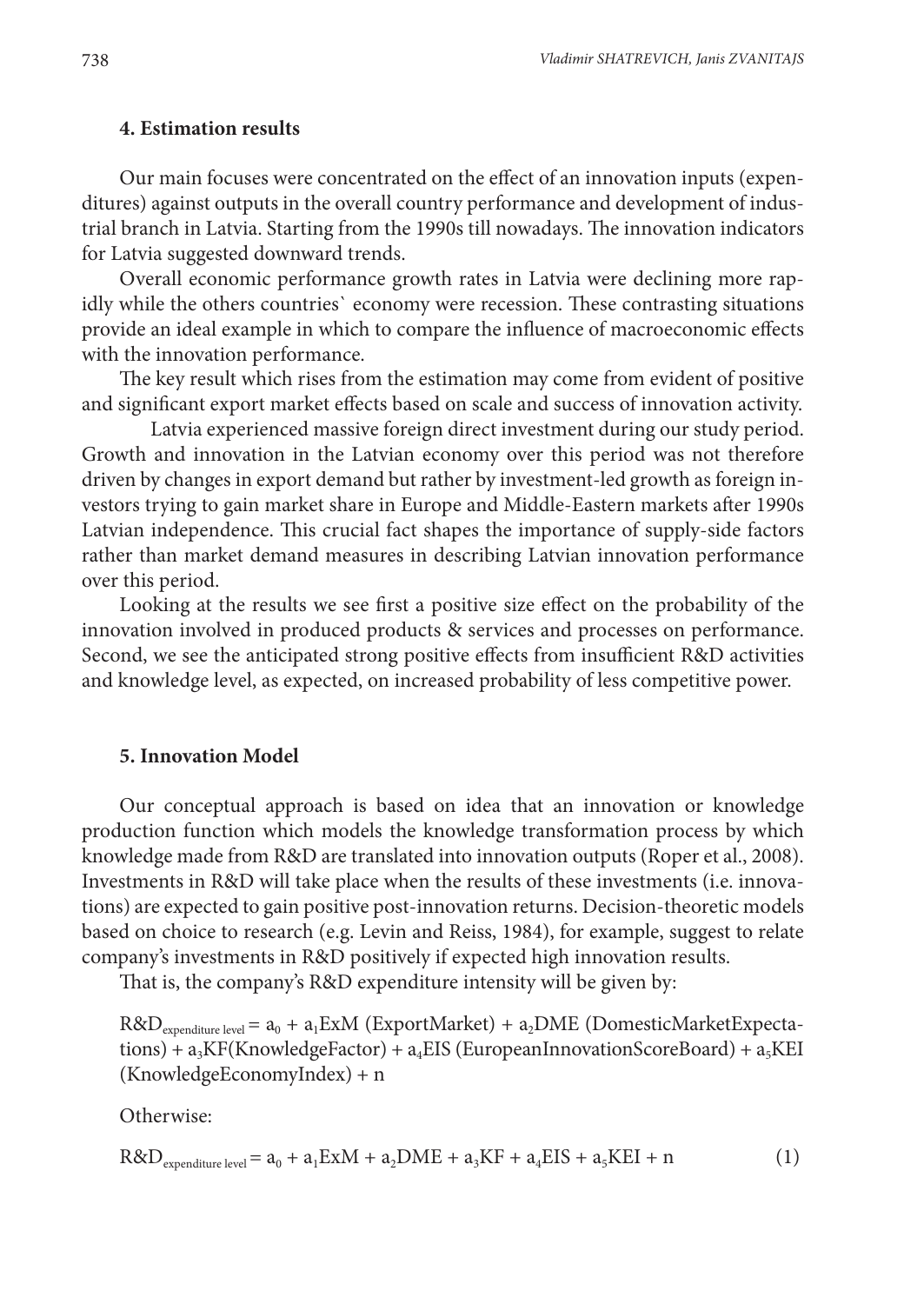## 4. Estimation results

Our main focuses were concentrated on the effect of an innovation inputs (expenditures) against outputs in the overall country performance and development of industrial branch in Latvia. Starting from the 1990s till nowadays. The innovation indicators for Latvia suggested downward trends.

Overall economic performance growth rates in Latvia were declining more rapidly while the others countries` economy were recession. These contrasting situations provide an ideal example in which to compare the influence of macroeconomic effects with the innovation performance.

The key result which rises from the estimation may come from evident of positive and significant export market effects based on scale and success of innovation activity.

Latvia experienced massive foreign direct investment during our study period. Growth and innovation in the Latvian economy over this period was not therefore driven by changes in export demand but rather by investment-led growth as foreign investors trying to gain market share in Europe and Middle-Eastern markets after 1990s Latvian independence. This crucial fact shapes the importance of supply-side factors rather than market demand measures in describing Latvian innovation performance over this period.

Looking at the results we see first a positive size effect on the probability of the innovation involved in produced products & services and processes on performance. Second, we see the anticipated strong positive effects from insufficient R&D activities and knowledge level, as expected, on increased probability of less competitive power.

## 5. Innovation Model

Our conceptual approach is based on idea that an innovation or knowledge production function which models the knowledge transformation process by which knowledge made from R&D are translated into innovation outputs (Roper et al., 2008). Investments in R&D will take place when the results of these investments (i.e. innovations) are expected to gain positive post-innovation returns. Decision-theoretic models based on choice to research (e.g. Levin and Reiss, 1984), for example, suggest to relate company's investments in R&D positively if expected high innovation results.

That is, the company's R&D expenditure intensity will be given by:

$R\&D_{expenditure\ level} = a_0 + a_1ExM$ (ExportMarket) $+ a_2DME$ (DomesticMarketExpectations) $+ a_3KF$(KnowledgeFactor) $+ a_4EIS$ (EuropeanInnovationScoreBoard) $+ a_5KEI$ (KnowledgeEconomyIndex) $+ n$

Otherwise:

$$R\&D_{expenditure\ level} = a_0 + a_1ExM + a_2DME + a_3KF + a_4EIS + a_5KEI + n \quad (1)$$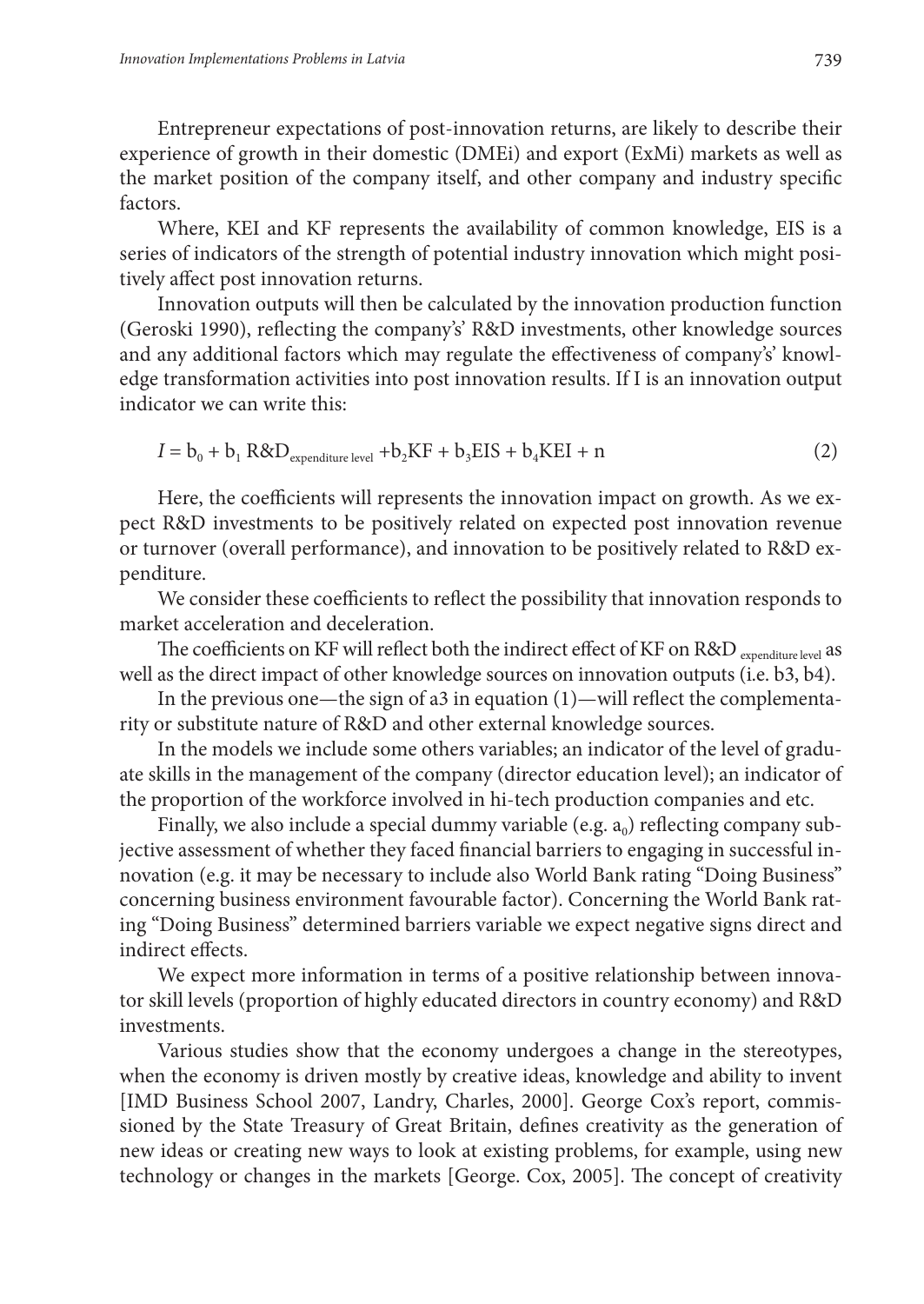Entrepreneur expectations of post-innovation returns, are likely to describe their experience of growth in their domestic (DMEi) and export (ExMi) markets as well as the market position of the company itself, and other company and industry specific factors.

Where, KEI and KF represents the availability of common knowledge, EIS is a series of indicators of the strength of potential industry innovation which might positively affect post innovation returns.

Innovation outputs will then be calculated by the innovation production function (Geroski 1990), reflecting the company's' R&D investments, other knowledge sources and any additional factors which may regulate the effectiveness of company's' knowledge transformation activities into post innovation results. If I is an innovation output indicator we can write this:

$$I = b_0 + b_1\, R\&D_{\text{expenditure level}} + b_2 KF + b_3 EIS + b_4 KEI + n \qquad (2)$$

Here, the coefficients will represents the innovation impact on growth. As we expect R&D investments to be positively related on expected post innovation revenue or turnover (overall performance), and innovation to be positively related to R&D expenditure.

We consider these coefficients to reflect the possibility that innovation responds to market acceleration and deceleration.

The coefficients on KF will reflect both the indirect effect of KF on $R\&D_{\text{expenditure level}}$ as well as the direct impact of other knowledge sources on innovation outputs (i.e. b3, b4).

In the previous one—the sign of a3 in equation (1)—will reflect the complementarity or substitute nature of R&D and other external knowledge sources.

In the models we include some others variables; an indicator of the level of graduate skills in the management of the company (director education level); an indicator of the proportion of the workforce involved in hi-tech production companies and etc.

Finally, we also include a special dummy variable (e.g. $a_0$) reflecting company subjective assessment of whether they faced financial barriers to engaging in successful innovation (e.g. it may be necessary to include also World Bank rating "Doing Business" concerning business environment favourable factor). Concerning the World Bank rating "Doing Business" determined barriers variable we expect negative signs direct and indirect effects.

We expect more information in terms of a positive relationship between innovator skill levels (proportion of highly educated directors in country economy) and R&D investments.

Various studies show that the economy undergoes a change in the stereotypes, when the economy is driven mostly by creative ideas, knowledge and ability to invent [IMD Business School 2007, Landry, Charles, 2000]. George Cox's report, commissioned by the State Treasury of Great Britain, defines creativity as the generation of new ideas or creating new ways to look at existing problems, for example, using new technology or changes in the markets [George. Cox, 2005]. The concept of creativity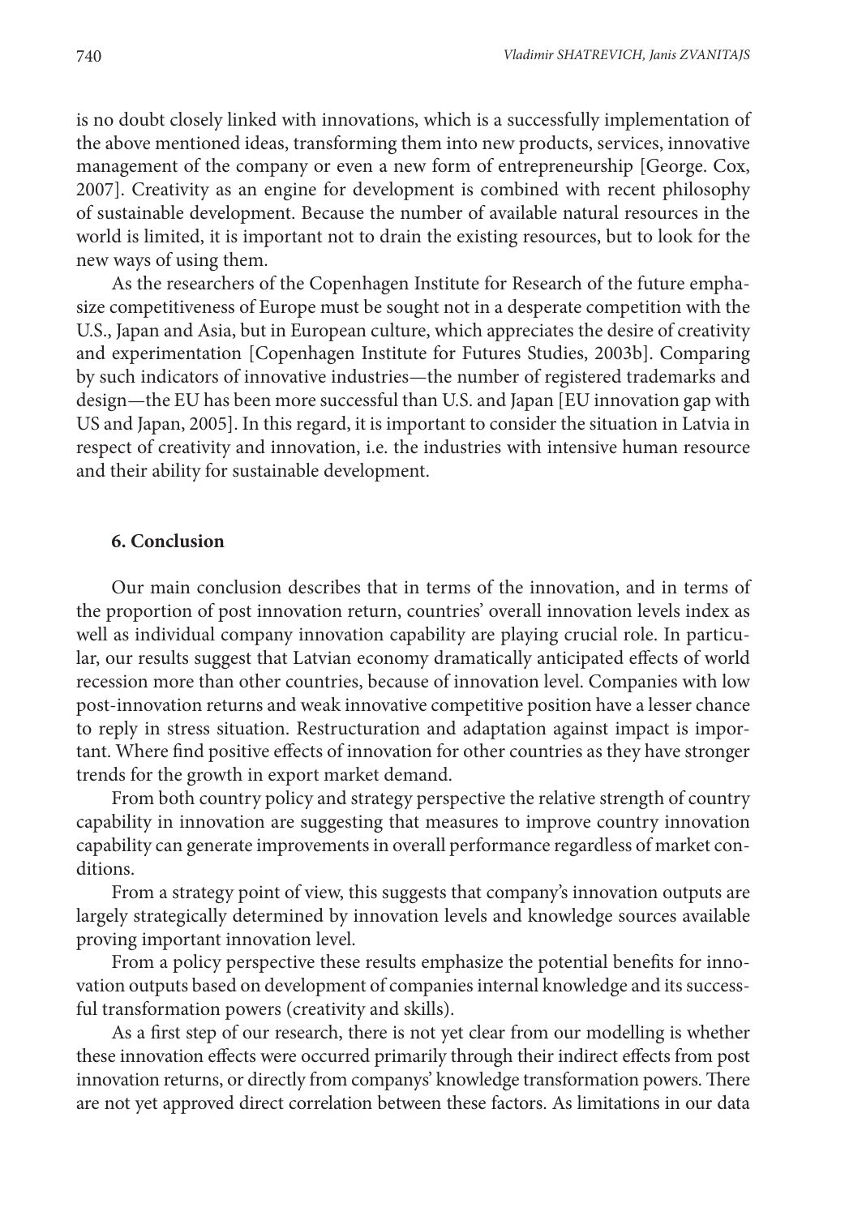is no doubt closely linked with innovations, which is a successfully implementation of the above mentioned ideas, transforming them into new products, services, innovative management of the company or even a new form of entrepreneurship [George. Cox, 2007]. Creativity as an engine for development is combined with recent philosophy of sustainable development. Because the number of available natural resources in the world is limited, it is important not to drain the existing resources, but to look for the new ways of using them.

As the researchers of the Copenhagen Institute for Research of the future emphasize competitiveness of Europe must be sought not in a desperate competition with the U.S., Japan and Asia, but in European culture, which appreciates the desire of creativity and experimentation [Copenhagen Institute for Futures Studies, 2003b]. Comparing by such indicators of innovative industries—the number of registered trademarks and design—the EU has been more successful than U.S. and Japan [EU innovation gap with US and Japan, 2005]. In this regard, it is important to consider the situation in Latvia in respect of creativity and innovation, i.e. the industries with intensive human resource and their ability for sustainable development.

## 6. Conclusion

Our main conclusion describes that in terms of the innovation, and in terms of the proportion of post innovation return, countries' overall innovation levels index as well as individual company innovation capability are playing crucial role. In particular, our results suggest that Latvian economy dramatically anticipated effects of world recession more than other countries, because of innovation level. Companies with low post-innovation returns and weak innovative competitive position have a lesser chance to reply in stress situation. Restructuration and adaptation against impact is important. Where find positive effects of innovation for other countries as they have stronger trends for the growth in export market demand.

From both country policy and strategy perspective the relative strength of country capability in innovation are suggesting that measures to improve country innovation capability can generate improvements in overall performance regardless of market conditions.

From a strategy point of view, this suggests that company's innovation outputs are largely strategically determined by innovation levels and knowledge sources available proving important innovation level.

From a policy perspective these results emphasize the potential benefits for innovation outputs based on development of companies internal knowledge and its successful transformation powers (creativity and skills).

As a first step of our research, there is not yet clear from our modelling is whether these innovation effects were occurred primarily through their indirect effects from post innovation returns, or directly from companys' knowledge transformation powers. There are not yet approved direct correlation between these factors. As limitations in our data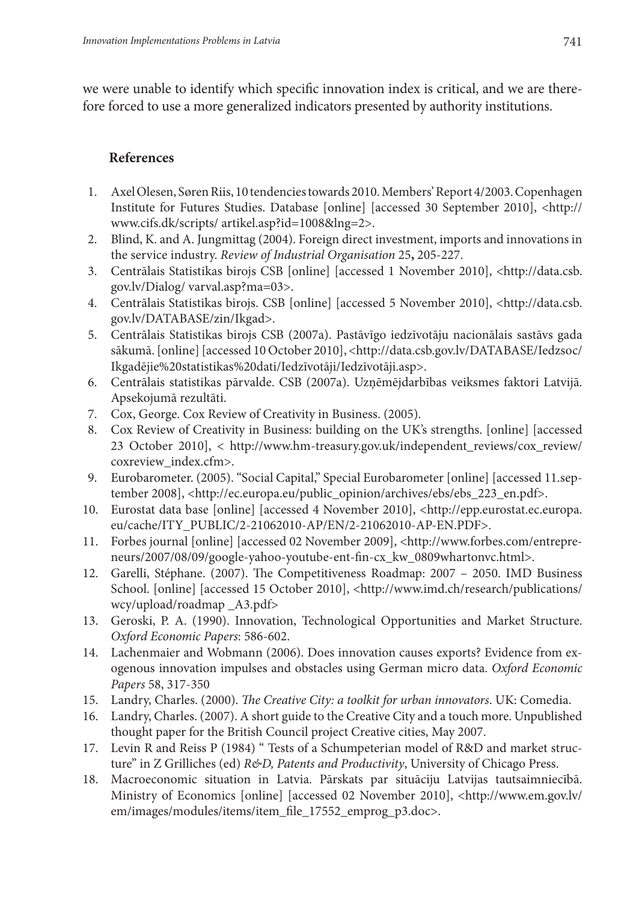we were unable to identify which specific innovation index is critical, and we are therefore forced to use a more generalized indicators presented by authority institutions.

## References

1. Axel Olesen, Søren Riis, 10 tendencies towards 2010. Members' Report 4/2003. Copenhagen Institute for Futures Studies. Database [online] [accessed 30 September 2010], <http://www.cifs.dk/scripts/ artikel.asp?id=1008&lng=2>.
2. Blind, K. and A. Jungmittag (2004). Foreign direct investment, imports and innovations in the service industry. *Review of Industrial Organisation* 25**,** 205-227.
3. Centrālais Statistikas birojs CSB [online] [accessed 1 November 2010], <http://data.csb.gov.lv/Dialog/ varval.asp?ma=03>.
4. Centrālais Statistikas birojs. CSB [online] [accessed 5 November 2010], <http://data.csb.gov.lv/DATABASE/zin/Ikgad>.
5. Centrālais Statistikas birojs CSB (2007a). Pastāvīgo iedzīvotāju nacionālais sastāvs gada sākumā. [online] [accessed 10 October 2010], <http://data.csb.gov.lv/DATABASE/Iedzsoc/Ikgadējie%20statistikas%20dati/Iedzīvotāji/Iedzīvotāji.asp>.
6. Centrālais statistikas pārvalde. CSB (2007a). Uzņēmējdarbības veiksmes faktori Latvijā. Apsekojumā rezultāti.
7. Cox, George. Cox Review of Creativity in Business. (2005).
8. Cox Review of Creativity in Business: building on the UK's strengths. [online] [accessed 23 October 2010], < http://www.hm-treasury.gov.uk/independent_reviews/cox_review/coxreview_index.cfm>.
9. Eurobarometer. (2005). "Social Capital," Special Eurobarometer [online] [accessed 11.september 2008], <http://ec.europa.eu/public_opinion/archives/ebs/ebs_223_en.pdf>.
10. Eurostat data base [online] [accessed 4 November 2010], <http://epp.eurostat.ec.europa.eu/cache/ITY_PUBLIC/2-21062010-AP/EN/2-21062010-AP-EN.PDF>.
11. Forbes journal [online] [accessed 02 November 2009], <http://www.forbes.com/entrepreneurs/2007/08/09/google-yahoo-youtube-ent-fin-cx_kw_0809whartonvc.html>.
12. Garelli, Stéphane. (2007). The Competitiveness Roadmap: 2007 – 2050. IMD Business School. [online] [accessed 15 October 2010], <http://www.imd.ch/research/publications/wcy/upload/roadmap _A3.pdf>
13. Geroski, P. A. (1990). Innovation, Technological Opportunities and Market Structure. *Oxford Economic Papers*: 586-602.
14. Lachenmaier and Wobmann (2006). Does innovation causes exports? Evidence from exogenous innovation impulses and obstacles using German micro data. *Oxford Economic Papers* 58, 317-350
15. Landry, Charles. (2000). *The Creative City: a toolkit for urban innovators*. UK: Comedia.
16. Landry, Charles. (2007). A short guide to the Creative City and a touch more. Unpublished thought paper for the British Council project Creative cities, May 2007.
17. Levin R and Reiss P (1984) " Tests of a Schumpeterian model of R&D and market structure" in Z Grilliches (ed) *R&D, Patents and Productivity*, University of Chicago Press.
18. Macroeconomic situation in Latvia. Pārskats par situāciju Latvijas tautsaimniecībā. Ministry of Economics [online] [accessed 02 November 2010], <http://www.em.gov.lv/em/images/modules/items/item_file_17552_emprog_p3.doc>.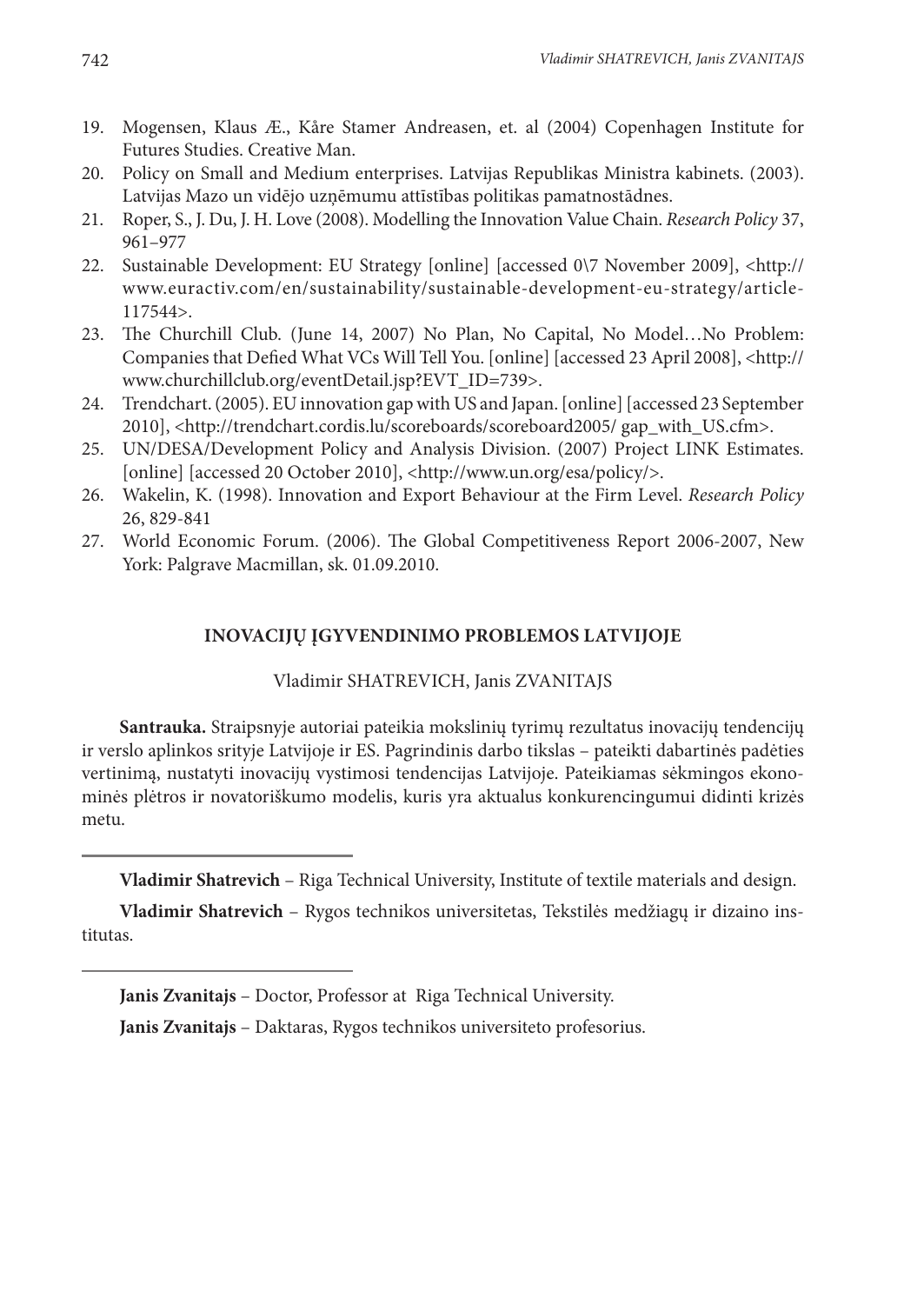19. Mogensen, Klaus Æ., Kåre Stamer Andreasen, et. al (2004) Copenhagen Institute for Futures Studies. Creative Man.
20. Policy on Small and Medium enterprises. Latvijas Republikas Ministra kabinets. (2003). Latvijas Mazo un vidējo uzņēmumu attīstības politikas pamatnostādnes.
21. Roper, S., J. Du, J. H. Love (2008). Modelling the Innovation Value Chain. *Research Policy* 37, 961–977
22. Sustainable Development: EU Strategy [online] [accessed 0\7 November 2009], <http://www.euractiv.com/en/sustainability/sustainable-development-eu-strategy/article-117544>.
23. The Churchill Club. (June 14, 2007) No Plan, No Capital, No Model…No Problem: Companies that Defied What VCs Will Tell You. [online] [accessed 23 April 2008], <http://www.churchillclub.org/eventDetail.jsp?EVT_ID=739>.
24. Trendchart. (2005). EU innovation gap with US and Japan. [online] [accessed 23 September 2010], <http://trendchart.cordis.lu/scoreboards/scoreboard2005/ gap_with_US.cfm>.
25. UN/DESA/Development Policy and Analysis Division. (2007) Project LINK Estimates. [online] [accessed 20 October 2010], <http://www.un.org/esa/policy/>.
26. Wakelin, K. (1998). Innovation and Export Behaviour at the Firm Level. *Research Policy* 26, 829-841
27. World Economic Forum. (2006). The Global Competitiveness Report 2006-2007, New York: Palgrave Macmillan, sk. 01.09.2010.

## INOVACIJŲ ĮGYVENDINIMO PROBLEMOS LATVIJOJE

Vladimir SHATREVICH, Janis ZVANITAJS

**Santrauka.** Straipsnyje autoriai pateikia mokslinių tyrimų rezultatus inovacijų tendencijų ir verslo aplinkos srityje Latvijoje ir ES. Pagrindinis darbo tikslas – pateikti dabartinės padėties vertinimą, nustatyti inovacijų vystimosi tendencijas Latvijoje. Pateikiamas sėkmingos ekonominės plėtros ir novatoriškumo modelis, kuris yra aktualus konkurencingumui didinti krizės metu.

---

**Vladimir Shatrevich** – Riga Technical University, Institute of textile materials and design.

**Vladimir Shatrevich** – Rygos technikos universitetas, Tekstilės medžiagų ir dizaino institutas.

---

**Janis Zvanitajs** – Doctor, Professor at Riga Technical University.

**Janis Zvanitajs** – Daktaras, Rygos technikos universiteto profesorius.